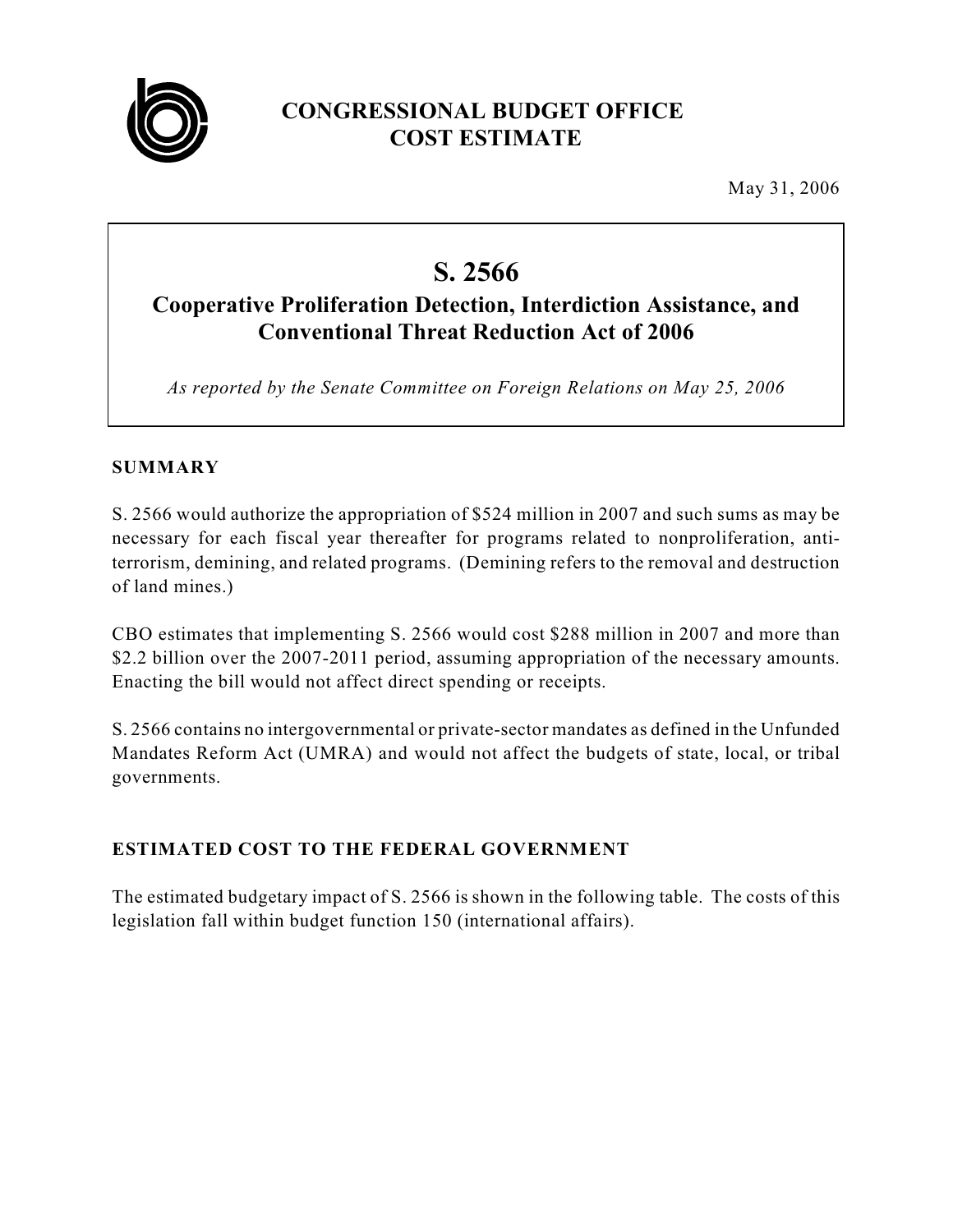# CONGRESSIONAL BUDGET OFFICE COST ESTIMATE

May 31, 2006

## S. 2566

### Cooperative Proliferation Detection, Interdiction Assistance, and Conventional Threat Reduction Act of 2006

*As reported by the Senate Committee on Foreign Relations on May 25, 2006*

### SUMMARY

S. 2566 would authorize the appropriation of $524 million in 2007 and such sums as may be necessary for each fiscal year thereafter for programs related to nonproliferation, anti-terrorism, demining, and related programs. (Demining refers to the removal and destruction of land mines.)

CBO estimates that implementing S. 2566 would cost $288 million in 2007 and more than $2.2 billion over the 2007-2011 period, assuming appropriation of the necessary amounts. Enacting the bill would not affect direct spending or receipts.

S. 2566 contains no intergovernmental or private-sector mandates as defined in the Unfunded Mandates Reform Act (UMRA) and would not affect the budgets of state, local, or tribal governments.

### ESTIMATED COST TO THE FEDERAL GOVERNMENT

The estimated budgetary impact of S. 2566 is shown in the following table. The costs of this legislation fall within budget function 150 (international affairs).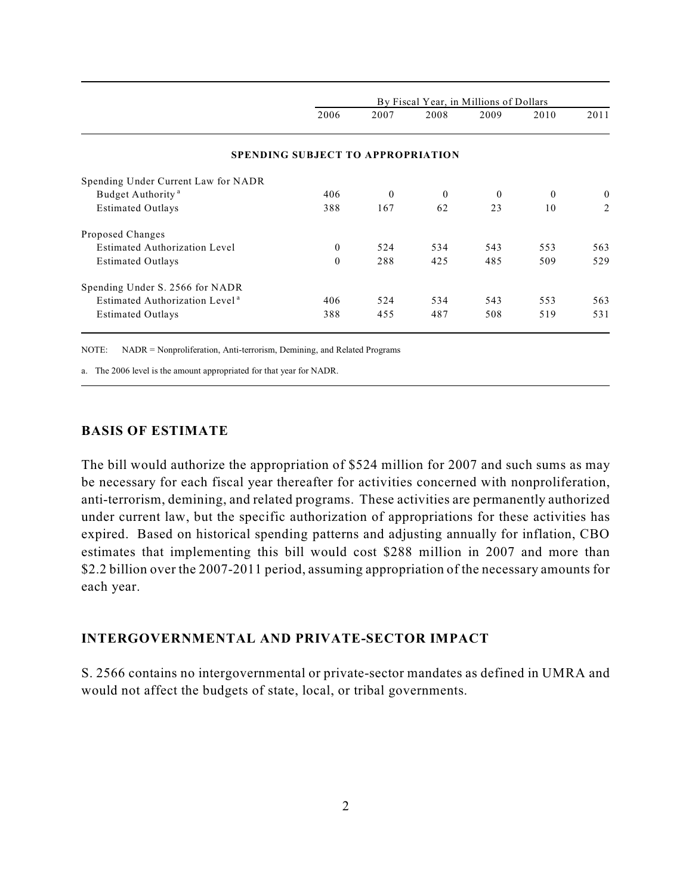| | By Fiscal Year, in Millions of Dollars | | | | | |
|---|---|---|---|---|---|---|
| | 2006 | 2007 | 2008 | 2009 | 2010 | 2011 |
| **SPENDING SUBJECT TO APPROPRIATION** | | | | | | |
| Spending Under Current Law for NADR | | | | | | |
| Budget Authority [a] | 406 | 0 | 0 | 0 | 0 | 0 |
| Estimated Outlays | 388 | 167 | 62 | 23 | 10 | 2 |
| Proposed Changes | | | | | | |
| Estimated Authorization Level | 0 | 524 | 534 | 543 | 553 | 563 |
| Estimated Outlays | 0 | 288 | 425 | 485 | 509 | 529 |
| Spending Under S. 2566 for NADR | | | | | | |
| Estimated Authorization Level [a] | 406 | 524 | 534 | 543 | 553 | 563 |
| Estimated Outlays | 388 | 455 | 487 | 508 | 519 | 531 |

NOTE: NADR = Nonproliferation, Anti-terrorism, Demining, and Related Programs

a. The 2006 level is the amount appropriated for that year for NADR.

## BASIS OF ESTIMATE

The bill would authorize the appropriation of $524 million for 2007 and such sums as may be necessary for each fiscal year thereafter for activities concerned with nonproliferation, anti-terrorism, demining, and related programs. These activities are permanently authorized under current law, but the specific authorization of appropriations for these activities has expired. Based on historical spending patterns and adjusting annually for inflation, CBO estimates that implementing this bill would cost $288 million in 2007 and more than $2.2 billion over the 2007-2011 period, assuming appropriation of the necessary amounts for each year.

## INTERGOVERNMENTAL AND PRIVATE-SECTOR IMPACT

S. 2566 contains no intergovernmental or private-sector mandates as defined in UMRA and would not affect the budgets of state, local, or tribal governments.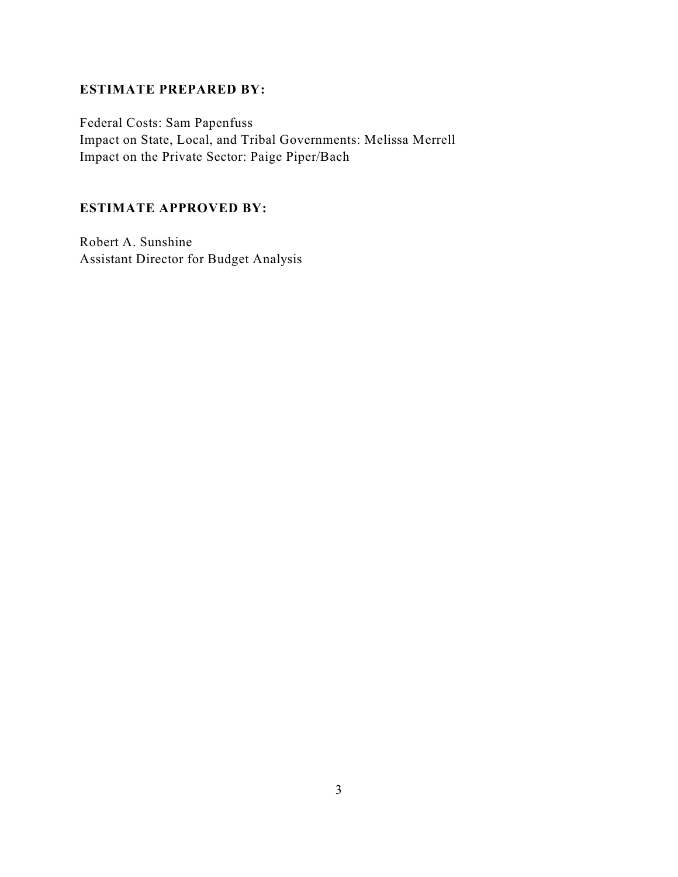**ESTIMATE PREPARED BY:**

Federal Costs: Sam Papenfuss
Impact on State, Local, and Tribal Governments: Melissa Merrell
Impact on the Private Sector: Paige Piper/Bach

**ESTIMATE APPROVED BY:**

Robert A. Sunshine
Assistant Director for Budget Analysis